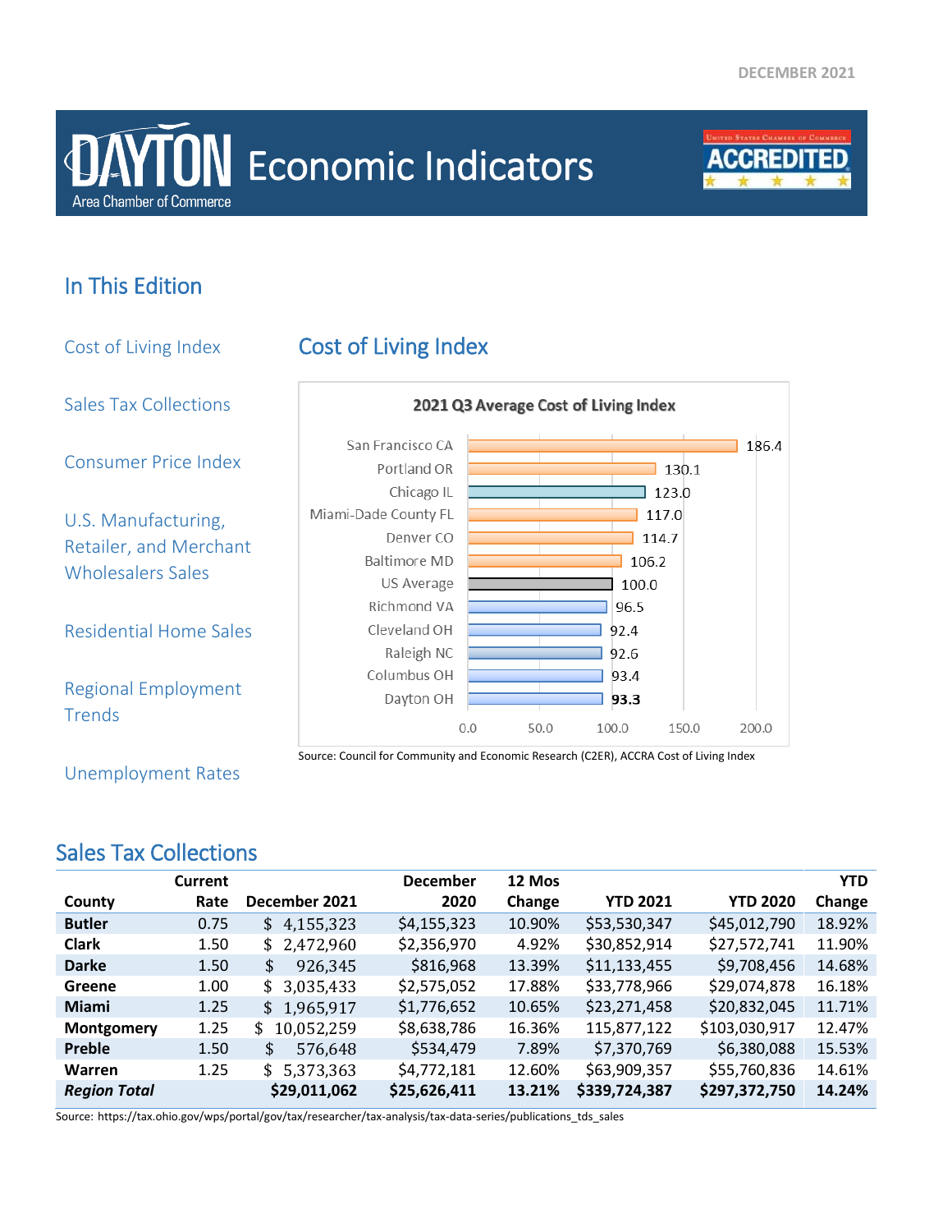DECEMBER 2021

# DAYTON Area Chamber of Commerce Economic Indicators

United States Chamber of Commerce ACCREDITED

## In This Edition

- Cost of Living Index
- Sales Tax Collections
- Consumer Price Index
- U.S. Manufacturing, Retailer, and Merchant Wholesalers Sales
- Residential Home Sales
- Regional Employment Trends
- Unemployment Rates

## Cost of Living Index

**2021 Q3 Average Cost of Living Index**

| Location | Index |
|---|---|
| San Francisco CA | 186.4 |
| Portland OR | 130.1 |
| Chicago IL | 123.0 |
| Miami-Dade County FL | 117.0 |
| Denver CO | 114.7 |
| Baltimore MD | 106.2 |
| US Average | 100.0 |
| Richmond VA | 96.5 |
| Cleveland OH | 92.4 |
| Raleigh NC | 92.6 |
| Columbus OH | 93.4 |
| Dayton OH | **93.3** |

Source: Council for Community and Economic Research (C2ER), ACCRA Cost of Living Index

## Sales Tax Collections

| County | Current Rate | December 2021 | December 2020 | 12 Mos Change | YTD 2021 | YTD 2020 | YTD Change |
|---|---|---|---|---|---|---|---|
| **Butler** | 0.75 | $ 4,155,323 | $4,155,323 | 10.90% | $53,530,347 | $45,012,790 | 18.92% |
| **Clark** | 1.50 | $ 2,472,960 | $2,356,970 | 4.92% | $30,852,914 | $27,572,741 | 11.90% |
| **Darke** | 1.50 | $ 926,345 | $816,968 | 13.39% | $11,133,455 | $9,708,456 | 14.68% |
| **Greene** | 1.00 | $ 3,035,433 | $2,575,052 | 17.88% | $33,778,966 | $29,074,878 | 16.18% |
| **Miami** | 1.25 | $ 1,965,917 | $1,776,652 | 10.65% | $23,271,458 | $20,832,045 | 11.71% |
| **Montgomery** | 1.25 | $ 10,052,259 | $8,638,786 | 16.36% | 115,877,122 | $103,030,917 | 12.47% |
| **Preble** | 1.50 | $ 576,648 | $534,479 | 7.89% | $7,370,769 | $6,380,088 | 15.53% |
| **Warren** | 1.25 | $ 5,373,363 | $4,772,181 | 12.60% | $63,909,357 | $55,760,836 | 14.61% |
| ***Region Total*** | | **$29,011,062** | **$25,626,411** | **13.21%** | **$339,724,387** | **$297,372,750** | **14.24%** |

Source: https://tax.ohio.gov/wps/portal/gov/tax/researcher/tax-analysis/tax-data-series/publications_tds_sales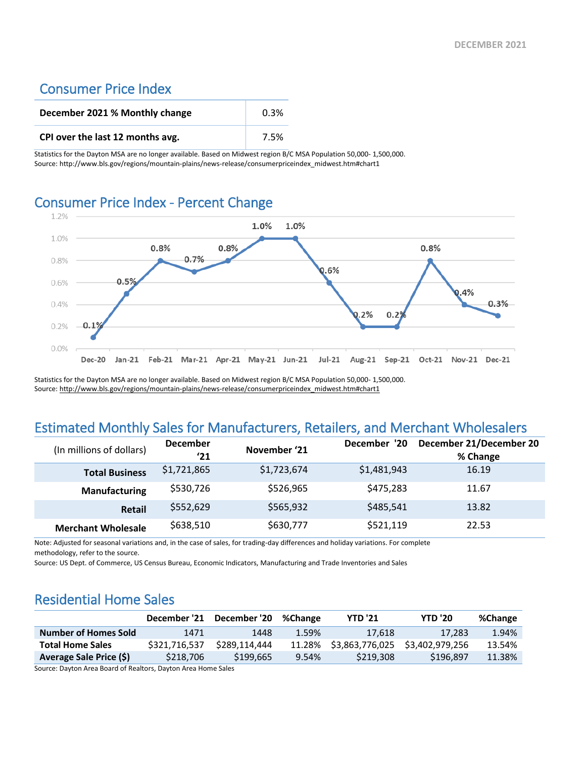## Consumer Price Index

| | |
|---|---|
| **December 2021 % Monthly change** | 0.3% |
| **CPI over the last 12 months avg.** | 7.5% |

Statistics for the Dayton MSA are no longer available. Based on Midwest region B/C MSA Population 50,000- 1,500,000.
Source: http://www.bls.gov/regions/mountain-plains/news-release/consumerpriceindex_midwest.htm#chart1

## Consumer Price Index - Percent Change

| Dec-20 | Jan-21 | Feb-21 | Mar-21 | Apr-21 | May-21 | Jun-21 | Jul-21 | Aug-21 | Sep-21 | Oct-21 | Nov-21 | Dec-21 |
|---|---|---|---|---|---|---|---|---|---|---|---|---|
| 0.1% | 0.5% | 0.8% | 0.7% | 0.8% | 1.0% | 1.0% | 0.6% | 0.2% | 0.2% | 0.8% | 0.4% | 0.3% |

Statistics for the Dayton MSA are no longer available. Based on Midwest region B/C MSA Population 50,000- 1,500,000.
Source: http://www.bls.gov/regions/mountain-plains/news-release/consumerpriceindex_midwest.htm#chart1

## Estimated Monthly Sales for Manufacturers, Retailers, and Merchant Wholesalers

| (In millions of dollars) | December '21 | November '21 | December '20 | December 21/December 20 % Change |
|---|---|---|---|---|
| **Total Business** | $1,721,865 | $1,723,674 | $1,481,943 | 16.19 |
| **Manufacturing** | $530,726 | $526,965 | $475,283 | 11.67 |
| **Retail** | $552,629 | $565,932 | $485,541 | 13.82 |
| **Merchant Wholesale** | $638,510 | $630,777 | $521,119 | 22.53 |

Note: Adjusted for seasonal variations and, in the case of sales, for trading-day differences and holiday variations. For complete methodology, refer to the source.
Source: US Dept. of Commerce, US Census Bureau, Economic Indicators, Manufacturing and Trade Inventories and Sales

## Residential Home Sales

| | December '21 | December '20 | %Change | YTD '21 | YTD '20 | %Change |
|---|---|---|---|---|---|---|
| **Number of Homes Sold** | 1471 | 1448 | 1.59% | 17,618 | 17,283 | 1.94% |
| **Total Home Sales** | $321,716,537 | $289,114,444 | 11.28% | $3,863,776,025 | $3,402,979,256 | 13.54% |
| **Average Sale Price ($)** | $218,706 | $199,665 | 9.54% | $219,308 | $196,897 | 11.38% |

Source: Dayton Area Board of Realtors, Dayton Area Home Sales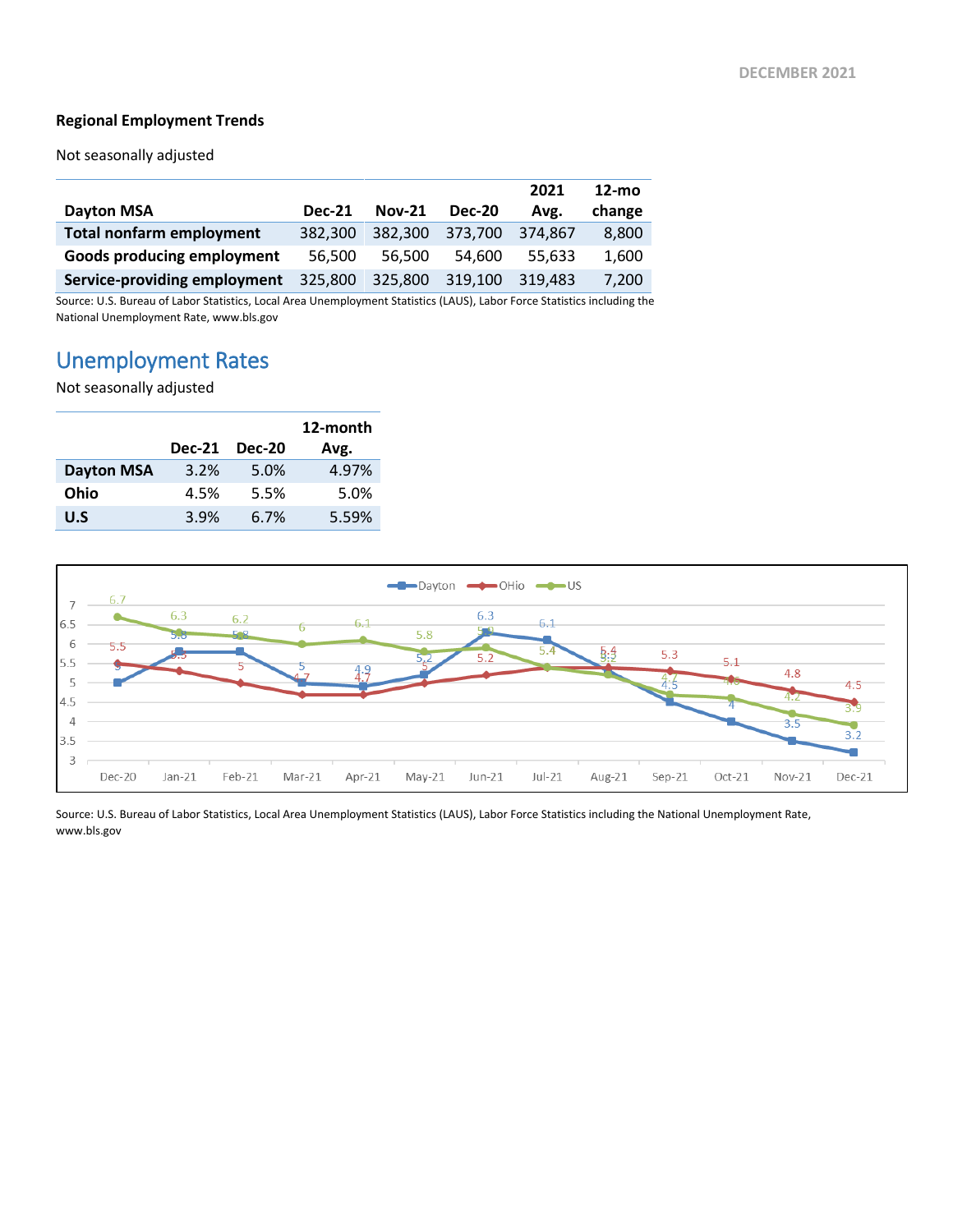DECEMBER 2021

**Regional Employment Trends**

Not seasonally adjusted

| Dayton MSA | Dec-21 | Nov-21 | Dec-20 | 2021 Avg. | 12-mo change |
|---|---|---|---|---|---|
| **Total nonfarm employment** | 382,300 | 382,300 | 373,700 | 374,867 | 8,800 |
| **Goods producing employment** | 56,500 | 56,500 | 54,600 | 55,633 | 1,600 |
| **Service-providing employment** | 325,800 | 325,800 | 319,100 | 319,483 | 7,200 |

Source: U.S. Bureau of Labor Statistics, Local Area Unemployment Statistics (LAUS), Labor Force Statistics including the National Unemployment Rate, www.bls.gov

## Unemployment Rates

Not seasonally adjusted

| | Dec-21 | Dec-20 | 12-month Avg. |
|---|---|---|---|
| **Dayton MSA** | 3.2% | 5.0% | 4.97% |
| **Ohio** | 4.5% | 5.5% | 5.0% |
| **U.S** | 3.9% | 6.7% | 5.59% |

Dayton OHio US

7
6.5
6
5.5
5
4.5
4
3.5
3

Dec-20 Jan-21 Feb-21 Mar-21 Apr-21 May-21 Jun-21 Jul-21 Aug-21 Sep-21 Oct-21 Nov-21 Dec-21

6.7 6.3 6.2 6 6.1 5.8 5.9 5.4 5.2 4.7 4.6 4.2 3.9

5 5.8 5.8 5 4.9 5.2 6.3 6.1 5.3 4.5 4 3.5 3.2

5.5 5.3 5 4.7 4.7 5 5.2 5.4 5.4 5.3 5.1 4.8 4.5

Source: U.S. Bureau of Labor Statistics, Local Area Unemployment Statistics (LAUS), Labor Force Statistics including the National Unemployment Rate, www.bls.gov